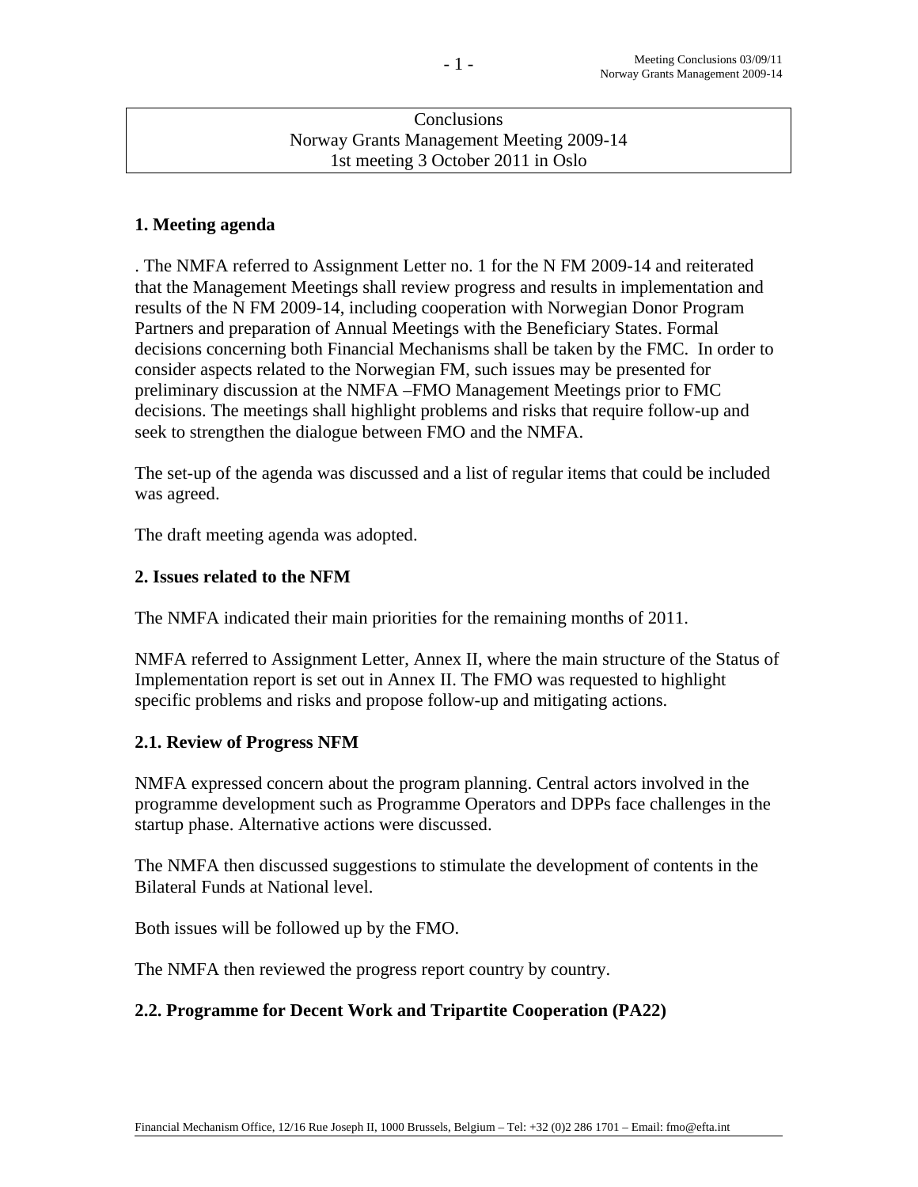Conclusions
Norway Grants Management Meeting 2009-14
1st meeting 3 October 2011 in Oslo

## 1. Meeting agenda

. The NMFA referred to Assignment Letter no. 1 for the N FM 2009-14 and reiterated that the Management Meetings shall review progress and results in implementation and results of the N FM 2009-14, including cooperation with Norwegian Donor Program Partners and preparation of Annual Meetings with the Beneficiary States. Formal decisions concerning both Financial Mechanisms shall be taken by the FMC. In order to consider aspects related to the Norwegian FM, such issues may be presented for preliminary discussion at the NMFA –FMO Management Meetings prior to FMC decisions. The meetings shall highlight problems and risks that require follow-up and seek to strengthen the dialogue between FMO and the NMFA.

The set-up of the agenda was discussed and a list of regular items that could be included was agreed.

The draft meeting agenda was adopted.

## 2. Issues related to the NFM

The NMFA indicated their main priorities for the remaining months of 2011.

NMFA referred to Assignment Letter, Annex II, where the main structure of the Status of Implementation report is set out in Annex II. The FMO was requested to highlight specific problems and risks and propose follow-up and mitigating actions.

### 2.1. Review of Progress NFM

NMFA expressed concern about the program planning. Central actors involved in the programme development such as Programme Operators and DPPs face challenges in the startup phase. Alternative actions were discussed.

The NMFA then discussed suggestions to stimulate the development of contents in the Bilateral Funds at National level.

Both issues will be followed up by the FMO.

The NMFA then reviewed the progress report country by country.

### 2.2. Programme for Decent Work and Tripartite Cooperation (PA22)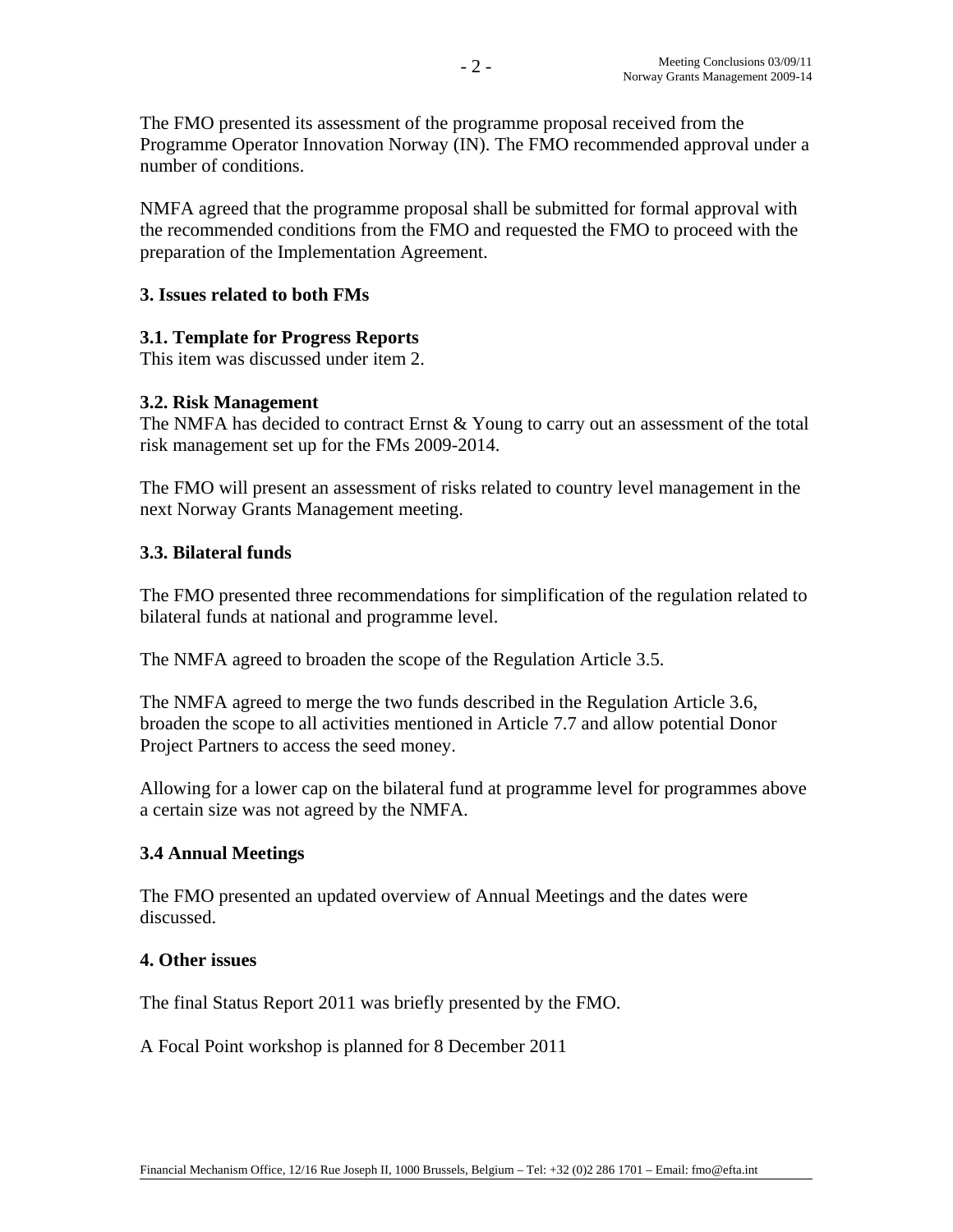The FMO presented its assessment of the programme proposal received from the Programme Operator Innovation Norway (IN). The FMO recommended approval under a number of conditions.

NMFA agreed that the programme proposal shall be submitted for formal approval with the recommended conditions from the FMO and requested the FMO to proceed with the preparation of the Implementation Agreement.

## 3. Issues related to both FMs

### 3.1. Template for Progress Reports

This item was discussed under item 2.

### 3.2. Risk Management

The NMFA has decided to contract Ernst & Young to carry out an assessment of the total risk management set up for the FMs 2009-2014.

The FMO will present an assessment of risks related to country level management in the next Norway Grants Management meeting.

### 3.3. Bilateral funds

The FMO presented three recommendations for simplification of the regulation related to bilateral funds at national and programme level.

The NMFA agreed to broaden the scope of the Regulation Article 3.5.

The NMFA agreed to merge the two funds described in the Regulation Article 3.6, broaden the scope to all activities mentioned in Article 7.7 and allow potential Donor Project Partners to access the seed money.

Allowing for a lower cap on the bilateral fund at programme level for programmes above a certain size was not agreed by the NMFA.

### 3.4 Annual Meetings

The FMO presented an updated overview of Annual Meetings and the dates were discussed.

## 4. Other issues

The final Status Report 2011 was briefly presented by the FMO.

A Focal Point workshop is planned for 8 December 2011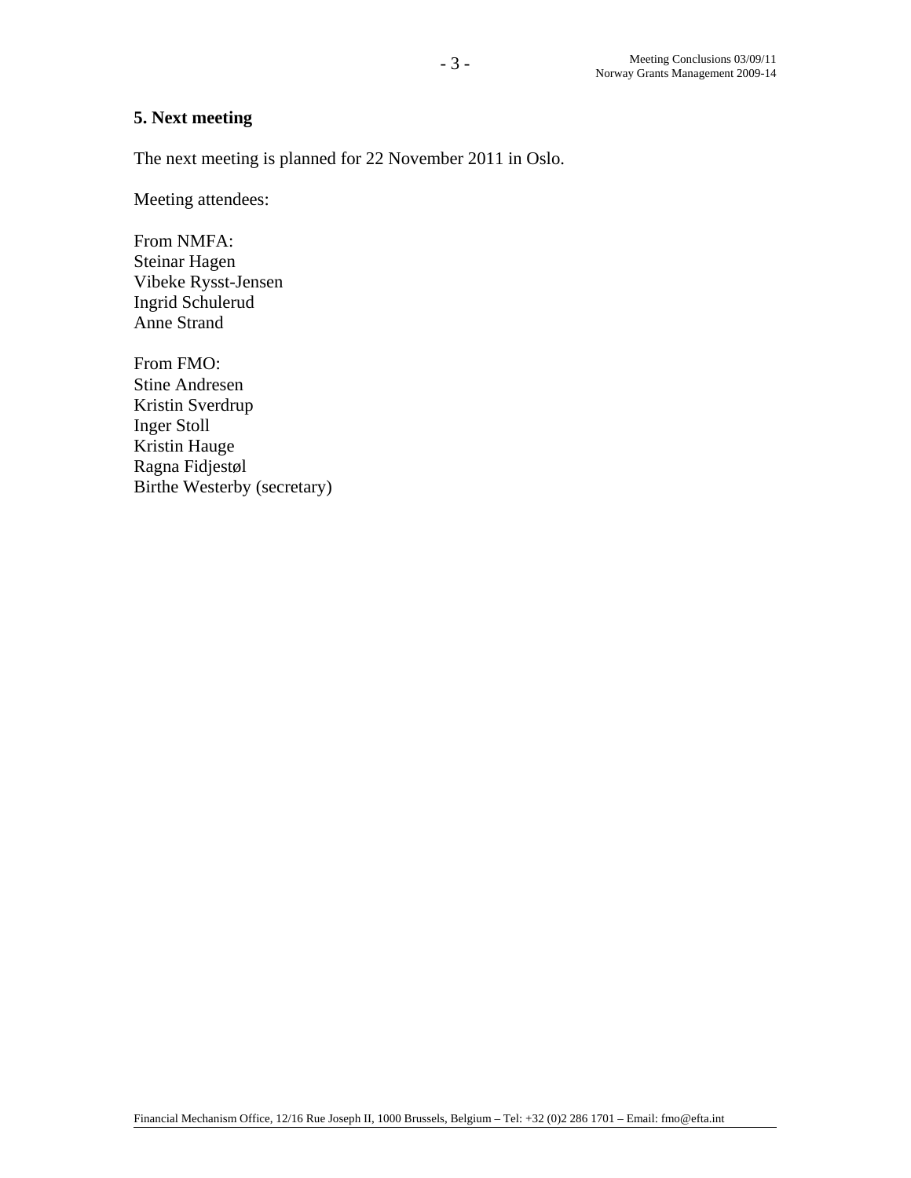## 5. Next meeting

The next meeting is planned for 22 November 2011 in Oslo.

Meeting attendees:

From NMFA:
Steinar Hagen
Vibeke Rysst-Jensen
Ingrid Schulerud
Anne Strand

From FMO:
Stine Andresen
Kristin Sverdrup
Inger Stoll
Kristin Hauge
Ragna Fidjestøl
Birthe Westerby (secretary)